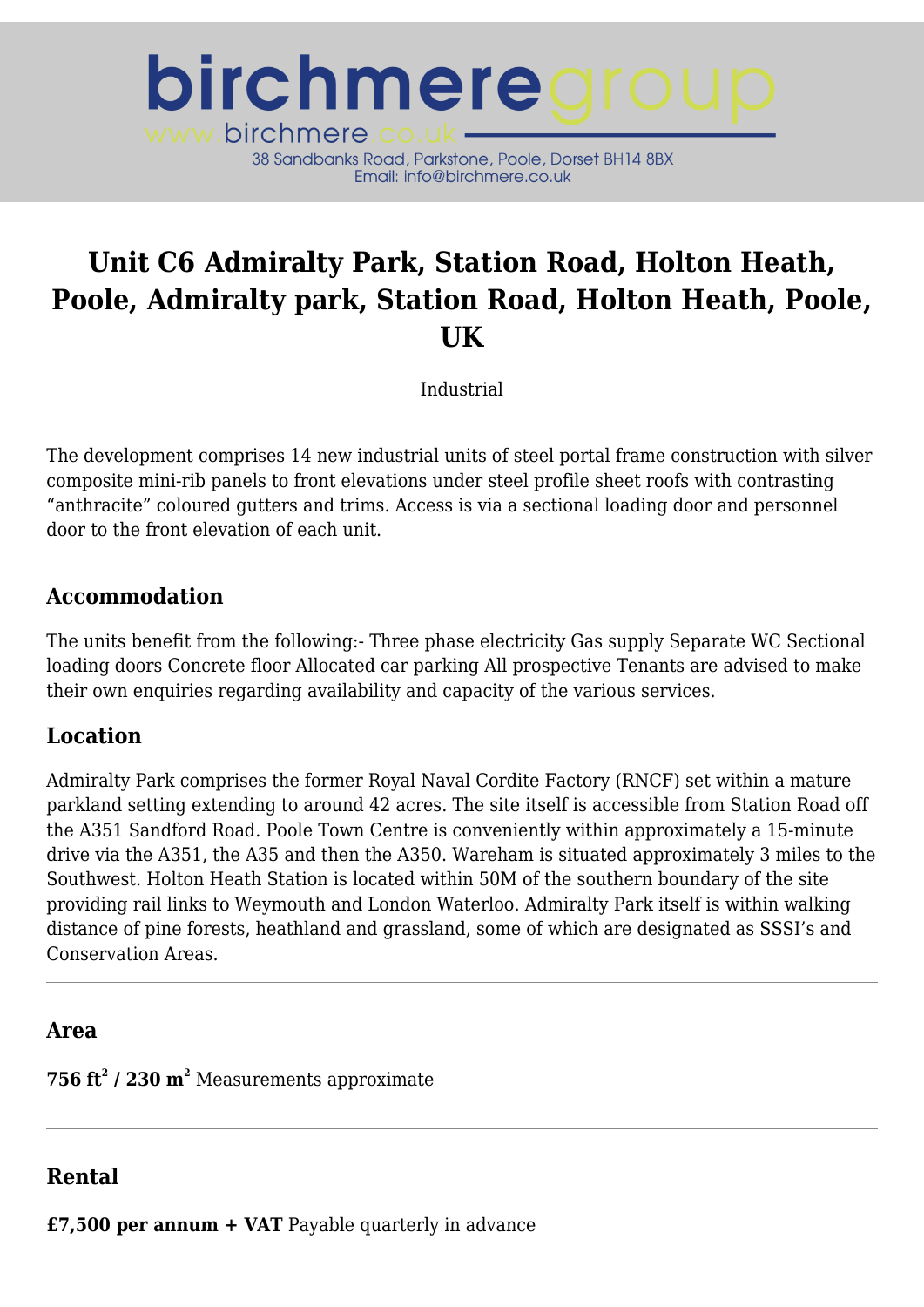birchmeregroup

www.birchmere.co.uk

38 Sandbanks Road, Parkstone, Poole, Dorset BH14 8BX
Email: info@birchmere.co.uk

# Unit C6 Admiralty Park, Station Road, Holton Heath, Poole, Admiralty park, Station Road, Holton Heath, Poole, UK

Industrial

The development comprises 14 new industrial units of steel portal frame construction with silver composite mini-rib panels to front elevations under steel profile sheet roofs with contrasting "anthracite" coloured gutters and trims. Access is via a sectional loading door and personnel door to the front elevation of each unit.

## Accommodation

The units benefit from the following:- Three phase electricity Gas supply Separate WC Sectional loading doors Concrete floor Allocated car parking All prospective Tenants are advised to make their own enquiries regarding availability and capacity of the various services.

## Location

Admiralty Park comprises the former Royal Naval Cordite Factory (RNCF) set within a mature parkland setting extending to around 42 acres. The site itself is accessible from Station Road off the A351 Sandford Road. Poole Town Centre is conveniently within approximately a 15-minute drive via the A351, the A35 and then the A350. Wareham is situated approximately 3 miles to the Southwest. Holton Heath Station is located within 50M of the southern boundary of the site providing rail links to Weymouth and London Waterloo. Admiralty Park itself is within walking distance of pine forests, heathland and grassland, some of which are designated as SSSI's and Conservation Areas.

---

## Area

**756 ft² / 230 m²** Measurements approximate

---

## Rental

**£7,500 per annum + VAT** Payable quarterly in advance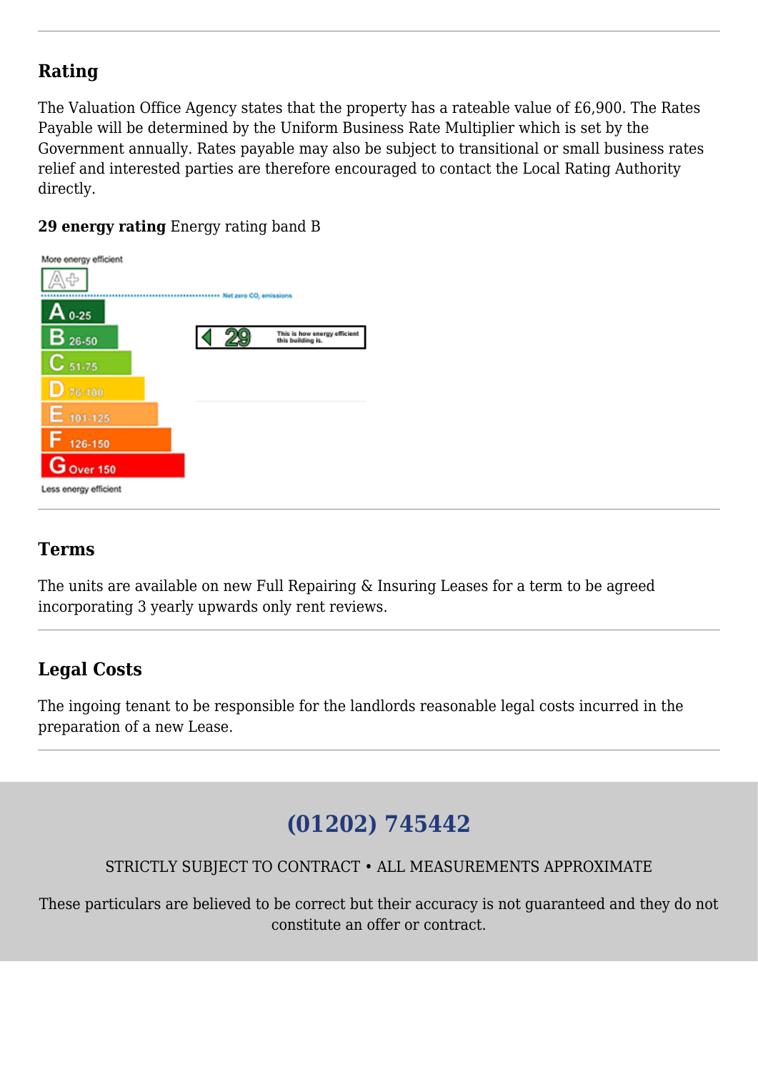## Rating

The Valuation Office Agency states that the property has a rateable value of £6,900. The Rates Payable will be determined by the Uniform Business Rate Multiplier which is set by the Government annually. Rates payable may also be subject to transitional or small business rates relief and interested parties are therefore encouraged to contact the Local Rating Authority directly.

**29 energy rating** Energy rating band B

More energy efficient

A+

Net zero $CO_2$ emissions

A 0-25

B 26-50

C 51-75

D 76-100

E 101-125

F 126-150

G Over 150

Less energy efficient

29 This is how energy efficient this building is.

## Terms

The units are available on new Full Repairing & Insuring Leases for a term to be agreed incorporating 3 yearly upwards only rent reviews.

## Legal Costs

The ingoing tenant to be responsible for the landlords reasonable legal costs incurred in the preparation of a new Lease.

## (01202) 745442

STRICTLY SUBJECT TO CONTRACT • ALL MEASUREMENTS APPROXIMATE

These particulars are believed to be correct but their accuracy is not guaranteed and they do not constitute an offer or contract.